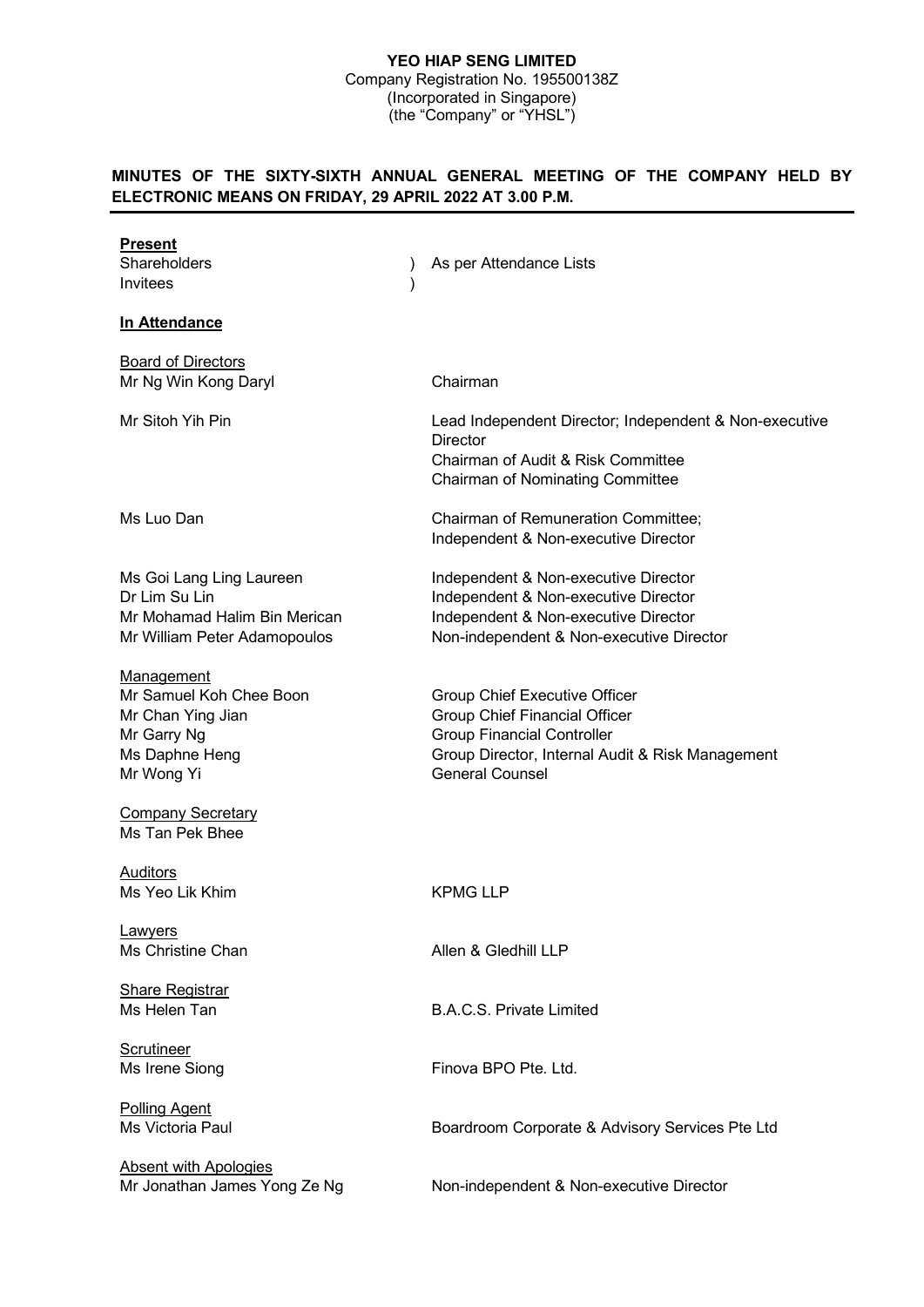**YEO HIAP SENG LIMITED**
Company Registration No. 195500138Z
(Incorporated in Singapore)
(the "Company" or "YHSL")

**MINUTES OF THE SIXTY-SIXTH ANNUAL GENERAL MEETING OF THE COMPANY HELD BY ELECTRONIC MEANS ON FRIDAY, 29 APRIL 2022 AT 3.00 P.M.**

**Present**

| | |
|---|---|
| Shareholders | ) As per Attendance Lists |
| Invitees | ) |

**In Attendance**

| | |
|---|---|
| Board of Directors | |
| Mr Ng Win Kong Daryl | Chairman |
| Mr Sitoh Yih Pin | Lead Independent Director; Independent & Non-executive Director<br>Chairman of Audit & Risk Committee<br>Chairman of Nominating Committee |
| Ms Luo Dan | Chairman of Remuneration Committee;<br>Independent & Non-executive Director |
| Ms Goi Lang Ling Laureen | Independent & Non-executive Director |
| Dr Lim Su Lin | Independent & Non-executive Director |
| Mr Mohamad Halim Bin Merican | Independent & Non-executive Director |
| Mr William Peter Adamopoulos | Non-independent & Non-executive Director |
| Management | |
| Mr Samuel Koh Chee Boon | Group Chief Executive Officer |
| Mr Chan Ying Jian | Group Chief Financial Officer |
| Mr Garry Ng | Group Financial Controller |
| Ms Daphne Heng | Group Director, Internal Audit & Risk Management |
| Mr Wong Yi | General Counsel |
| Company Secretary | |
| Ms Tan Pek Bhee | |
| Auditors | |
| Ms Yeo Lik Khim | KPMG LLP |
| Lawyers | |
| Ms Christine Chan | Allen & Gledhill LLP |
| Share Registrar | |
| Ms Helen Tan | B.A.C.S. Private Limited |
| Scrutineer | |
| Ms Irene Siong | Finova BPO Pte. Ltd. |
| Polling Agent | |
| Ms Victoria Paul | Boardroom Corporate & Advisory Services Pte Ltd |
| Absent with Apologies | |
| Mr Jonathan James Yong Ze Ng | Non-independent & Non-executive Director |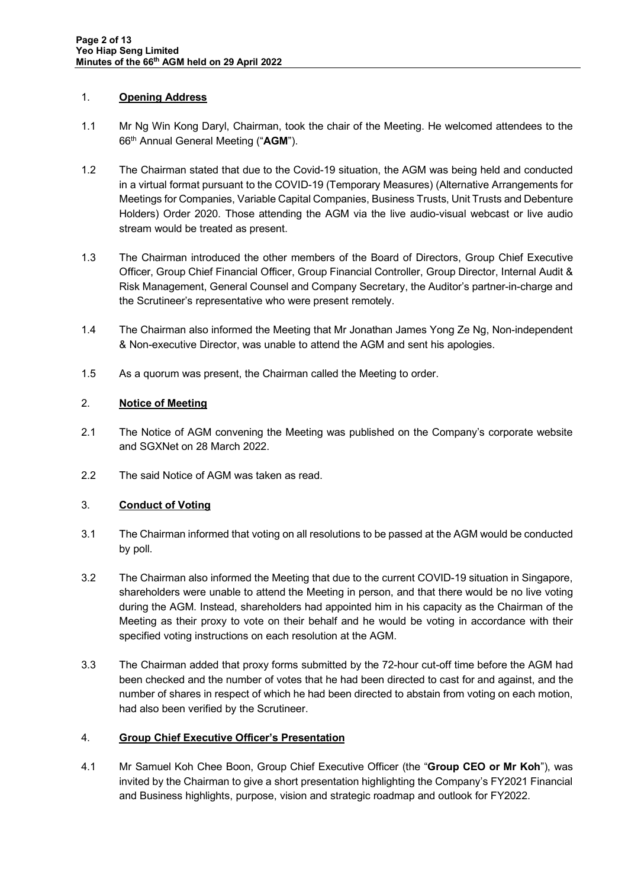## 1. Opening Address

1.1 Mr Ng Win Kong Daryl, Chairman, took the chair of the Meeting. He welcomed attendees to the 66th Annual General Meeting ("**AGM**").

1.2 The Chairman stated that due to the Covid-19 situation, the AGM was being held and conducted in a virtual format pursuant to the COVID-19 (Temporary Measures) (Alternative Arrangements for Meetings for Companies, Variable Capital Companies, Business Trusts, Unit Trusts and Debenture Holders) Order 2020. Those attending the AGM via the live audio-visual webcast or live audio stream would be treated as present.

1.3 The Chairman introduced the other members of the Board of Directors, Group Chief Executive Officer, Group Chief Financial Officer, Group Financial Controller, Group Director, Internal Audit & Risk Management, General Counsel and Company Secretary, the Auditor's partner-in-charge and the Scrutineer's representative who were present remotely.

1.4 The Chairman also informed the Meeting that Mr Jonathan James Yong Ze Ng, Non-independent & Non-executive Director, was unable to attend the AGM and sent his apologies.

1.5 As a quorum was present, the Chairman called the Meeting to order.

## 2. Notice of Meeting

2.1 The Notice of AGM convening the Meeting was published on the Company's corporate website and SGXNet on 28 March 2022.

2.2 The said Notice of AGM was taken as read.

## 3. Conduct of Voting

3.1 The Chairman informed that voting on all resolutions to be passed at the AGM would be conducted by poll.

3.2 The Chairman also informed the Meeting that due to the current COVID-19 situation in Singapore, shareholders were unable to attend the Meeting in person, and that there would be no live voting during the AGM. Instead, shareholders had appointed him in his capacity as the Chairman of the Meeting as their proxy to vote on their behalf and he would be voting in accordance with their specified voting instructions on each resolution at the AGM.

3.3 The Chairman added that proxy forms submitted by the 72-hour cut-off time before the AGM had been checked and the number of votes that he had been directed to cast for and against, and the number of shares in respect of which he had been directed to abstain from voting on each motion, had also been verified by the Scrutineer.

## 4. Group Chief Executive Officer's Presentation

4.1 Mr Samuel Koh Chee Boon, Group Chief Executive Officer (the "**Group CEO or Mr Koh**"), was invited by the Chairman to give a short presentation highlighting the Company's FY2021 Financial and Business highlights, purpose, vision and strategic roadmap and outlook for FY2022.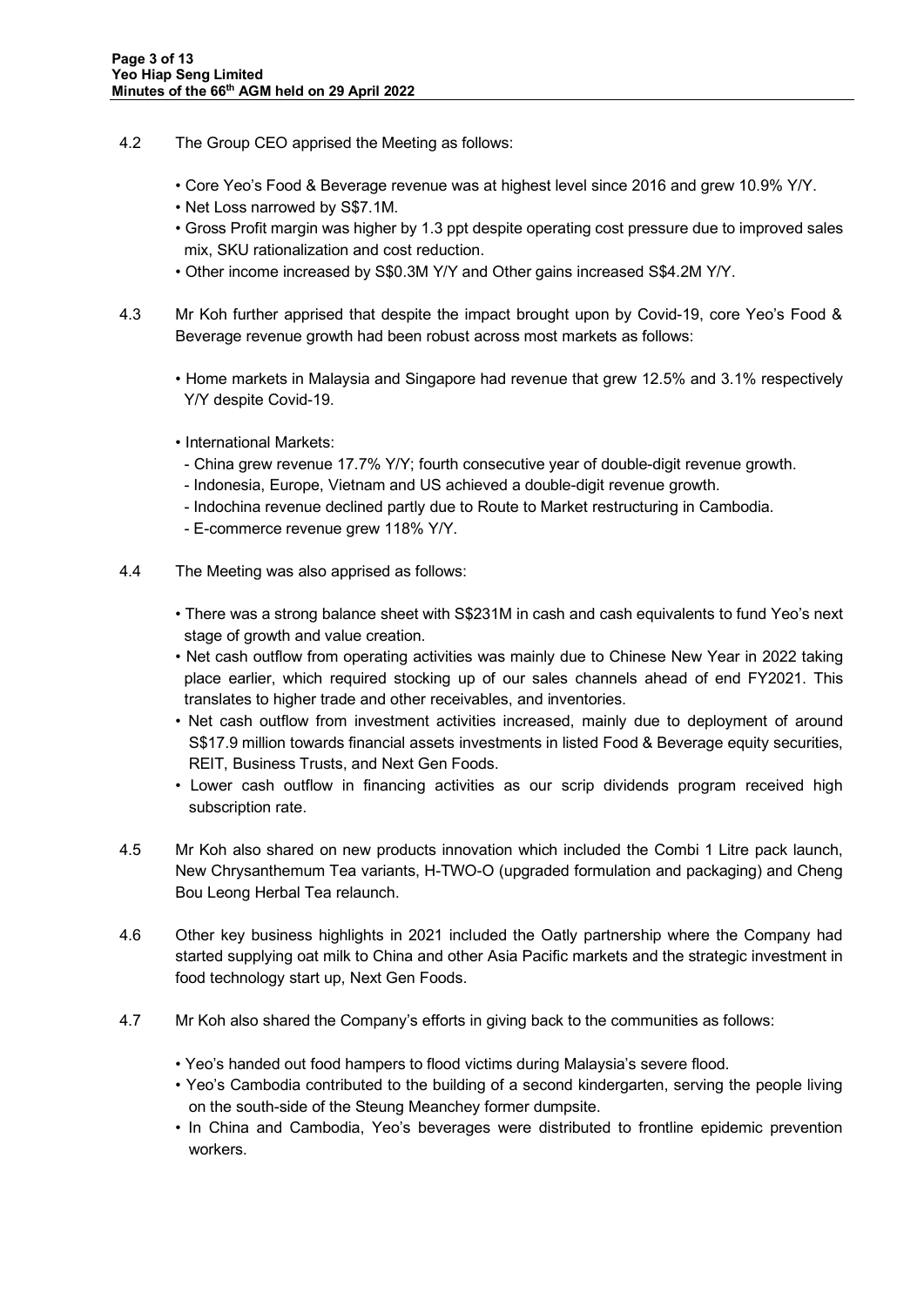4.2 The Group CEO apprised the Meeting as follows:

- Core Yeo's Food & Beverage revenue was at highest level since 2016 and grew 10.9% Y/Y.
- Net Loss narrowed by S$7.1M.
- Gross Profit margin was higher by 1.3 ppt despite operating cost pressure due to improved sales mix, SKU rationalization and cost reduction.
- Other income increased by S$0.3M Y/Y and Other gains increased S$4.2M Y/Y.

4.3 Mr Koh further apprised that despite the impact brought upon by Covid-19, core Yeo's Food & Beverage revenue growth had been robust across most markets as follows:

- Home markets in Malaysia and Singapore had revenue that grew 12.5% and 3.1% respectively Y/Y despite Covid-19.

- International Markets:
  - China grew revenue 17.7% Y/Y; fourth consecutive year of double-digit revenue growth.
  - Indonesia, Europe, Vietnam and US achieved a double-digit revenue growth.
  - Indochina revenue declined partly due to Route to Market restructuring in Cambodia.
  - E-commerce revenue grew 118% Y/Y.

4.4 The Meeting was also apprised as follows:

- There was a strong balance sheet with S$231M in cash and cash equivalents to fund Yeo's next stage of growth and value creation.
- Net cash outflow from operating activities was mainly due to Chinese New Year in 2022 taking place earlier, which required stocking up of our sales channels ahead of end FY2021. This translates to higher trade and other receivables, and inventories.
- Net cash outflow from investment activities increased, mainly due to deployment of around S$17.9 million towards financial assets investments in listed Food & Beverage equity securities, REIT, Business Trusts, and Next Gen Foods.
- Lower cash outflow in financing activities as our scrip dividends program received high subscription rate.

4.5 Mr Koh also shared on new products innovation which included the Combi 1 Litre pack launch, New Chrysanthemum Tea variants, H-TWO-O (upgraded formulation and packaging) and Cheng Bou Leong Herbal Tea relaunch.

4.6 Other key business highlights in 2021 included the Oatly partnership where the Company had started supplying oat milk to China and other Asia Pacific markets and the strategic investment in food technology start up, Next Gen Foods.

4.7 Mr Koh also shared the Company's efforts in giving back to the communities as follows:

- Yeo's handed out food hampers to flood victims during Malaysia's severe flood.
- Yeo's Cambodia contributed to the building of a second kindergarten, serving the people living on the south-side of the Steung Meanchey former dumpsite.
- In China and Cambodia, Yeo's beverages were distributed to frontline epidemic prevention workers.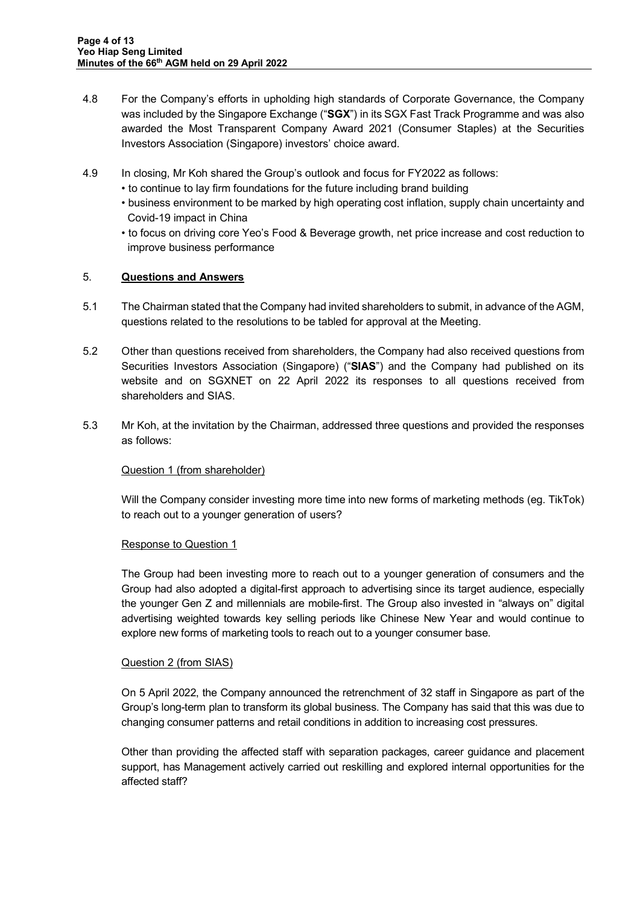4.8 For the Company's efforts in upholding high standards of Corporate Governance, the Company was included by the Singapore Exchange ("**SGX**") in its SGX Fast Track Programme and was also awarded the Most Transparent Company Award 2021 (Consumer Staples) at the Securities Investors Association (Singapore) investors' choice award.

4.9 In closing, Mr Koh shared the Group's outlook and focus for FY2022 as follows:

- to continue to lay firm foundations for the future including brand building
- business environment to be marked by high operating cost inflation, supply chain uncertainty and Covid-19 impact in China
- to focus on driving core Yeo's Food & Beverage growth, net price increase and cost reduction to improve business performance

## 5. Questions and Answers

5.1 The Chairman stated that the Company had invited shareholders to submit, in advance of the AGM, questions related to the resolutions to be tabled for approval at the Meeting.

5.2 Other than questions received from shareholders, the Company had also received questions from Securities Investors Association (Singapore) ("**SIAS**") and the Company had published on its website and on SGXNET on 22 April 2022 its responses to all questions received from shareholders and SIAS.

5.3 Mr Koh, at the invitation by the Chairman, addressed three questions and provided the responses as follows:

<u>Question 1 (from shareholder)</u>

Will the Company consider investing more time into new forms of marketing methods (eg. TikTok) to reach out to a younger generation of users?

<u>Response to Question 1</u>

The Group had been investing more to reach out to a younger generation of consumers and the Group had also adopted a digital-first approach to advertising since its target audience, especially the younger Gen Z and millennials are mobile-first. The Group also invested in "always on" digital advertising weighted towards key selling periods like Chinese New Year and would continue to explore new forms of marketing tools to reach out to a younger consumer base.

<u>Question 2 (from SIAS)</u>

On 5 April 2022, the Company announced the retrenchment of 32 staff in Singapore as part of the Group's long-term plan to transform its global business. The Company has said that this was due to changing consumer patterns and retail conditions in addition to increasing cost pressures.

Other than providing the affected staff with separation packages, career guidance and placement support, has Management actively carried out reskilling and explored internal opportunities for the affected staff?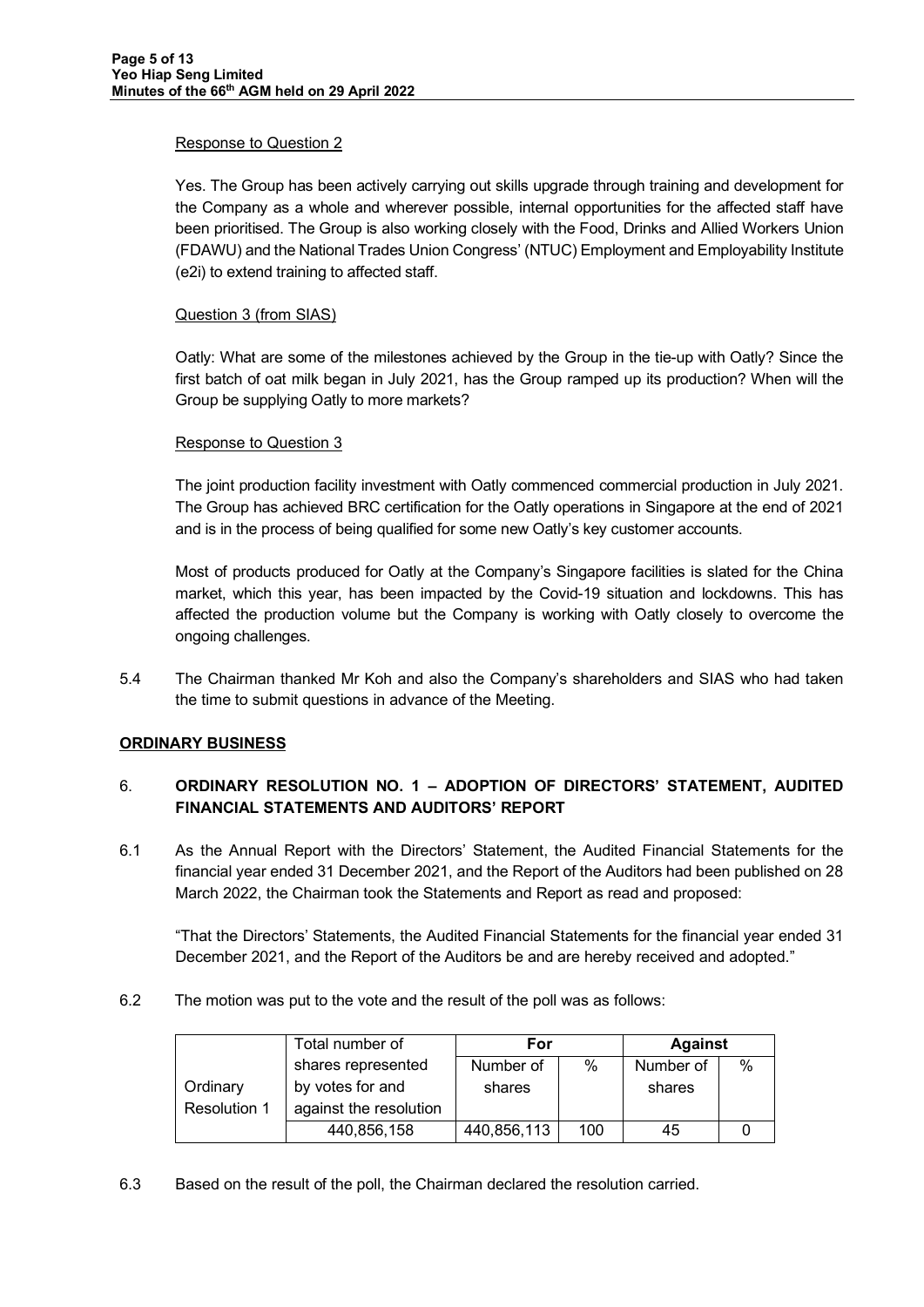Response to Question 2

Yes. The Group has been actively carrying out skills upgrade through training and development for the Company as a whole and wherever possible, internal opportunities for the affected staff have been prioritised. The Group is also working closely with the Food, Drinks and Allied Workers Union (FDAWU) and the National Trades Union Congress' (NTUC) Employment and Employability Institute (e2i) to extend training to affected staff.

Question 3 (from SIAS)

Oatly: What are some of the milestones achieved by the Group in the tie-up with Oatly? Since the first batch of oat milk began in July 2021, has the Group ramped up its production? When will the Group be supplying Oatly to more markets?

Response to Question 3

The joint production facility investment with Oatly commenced commercial production in July 2021. The Group has achieved BRC certification for the Oatly operations in Singapore at the end of 2021 and is in the process of being qualified for some new Oatly's key customer accounts.

Most of products produced for Oatly at the Company's Singapore facilities is slated for the China market, which this year, has been impacted by the Covid-19 situation and lockdowns. This has affected the production volume but the Company is working with Oatly closely to overcome the ongoing challenges.

5.4 The Chairman thanked Mr Koh and also the Company's shareholders and SIAS who had taken the time to submit questions in advance of the Meeting.

## ORDINARY BUSINESS

### 6. ORDINARY RESOLUTION NO. 1 – ADOPTION OF DIRECTORS' STATEMENT, AUDITED FINANCIAL STATEMENTS AND AUDITORS' REPORT

6.1 As the Annual Report with the Directors' Statement, the Audited Financial Statements for the financial year ended 31 December 2021, and the Report of the Auditors had been published on 28 March 2022, the Chairman took the Statements and Report as read and proposed:

"That the Directors' Statements, the Audited Financial Statements for the financial year ended 31 December 2021, and the Report of the Auditors be and are hereby received and adopted."

6.2 The motion was put to the vote and the result of the poll was as follows:

| | Total number of shares represented by votes for and against the resolution | For | | Against | |
|---|---|---|---|---|---|
| | | Number of shares | % | Number of shares | % |
| Ordinary Resolution 1 | 440,856,158 | 440,856,113 | 100 | 45 | 0 |

6.3 Based on the result of the poll, the Chairman declared the resolution carried.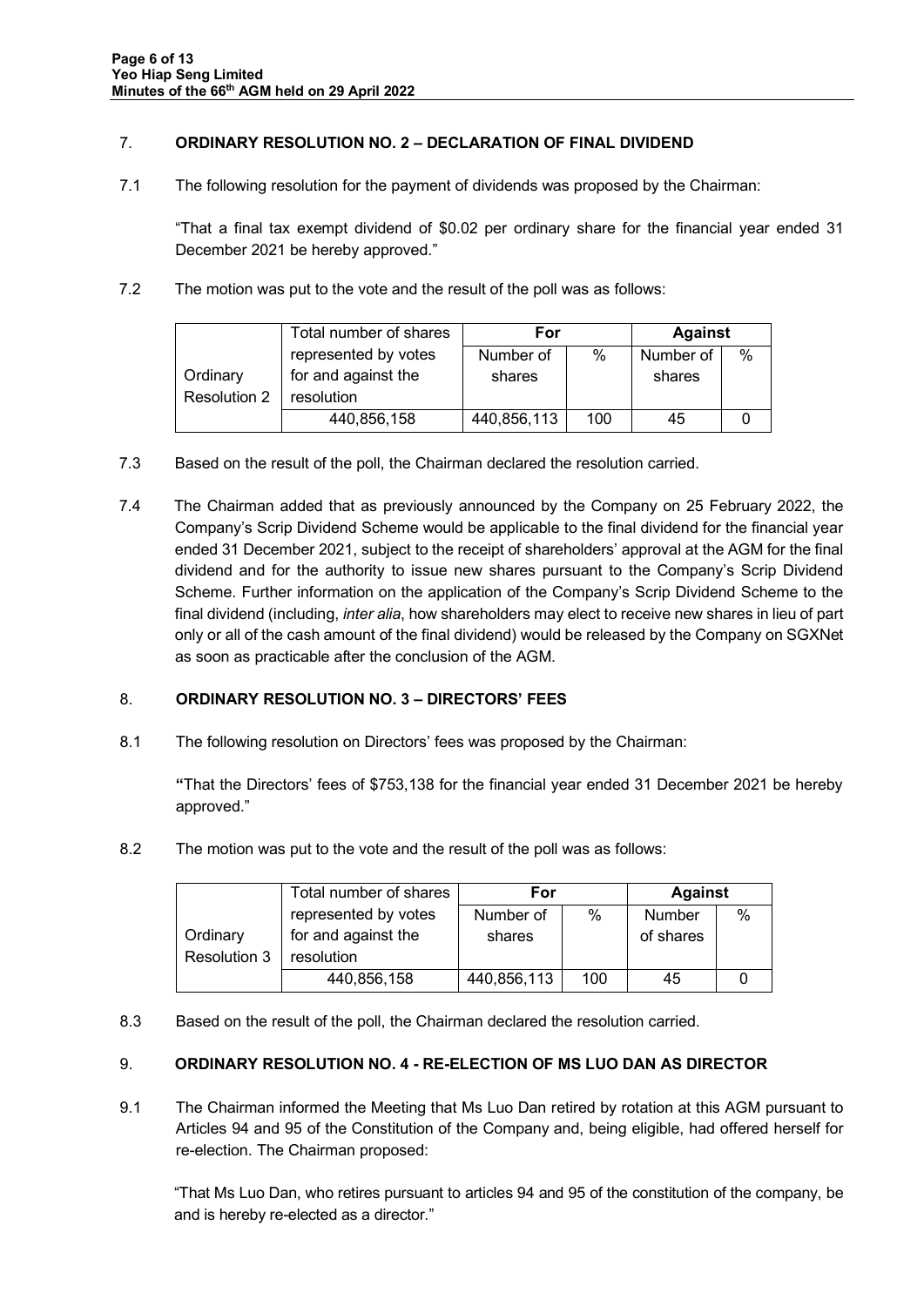## 7. ORDINARY RESOLUTION NO. 2 – DECLARATION OF FINAL DIVIDEND

7.1 The following resolution for the payment of dividends was proposed by the Chairman:

"That a final tax exempt dividend of $0.02 per ordinary share for the financial year ended 31 December 2021 be hereby approved."

7.2 The motion was put to the vote and the result of the poll was as follows:

| | Total number of shares represented by votes for and against the resolution | For | | Against | |
|---|---|---|---|---|---|
| | | Number of shares | % | Number of shares | % |
| Ordinary Resolution 2 | 440,856,158 | 440,856,113 | 100 | 45 | 0 |

7.3 Based on the result of the poll, the Chairman declared the resolution carried.

7.4 The Chairman added that as previously announced by the Company on 25 February 2022, the Company's Scrip Dividend Scheme would be applicable to the final dividend for the financial year ended 31 December 2021, subject to the receipt of shareholders' approval at the AGM for the final dividend and for the authority to issue new shares pursuant to the Company's Scrip Dividend Scheme. Further information on the application of the Company's Scrip Dividend Scheme to the final dividend (including, *inter alia*, how shareholders may elect to receive new shares in lieu of part only or all of the cash amount of the final dividend) would be released by the Company on SGXNet as soon as practicable after the conclusion of the AGM.

## 8. ORDINARY RESOLUTION NO. 3 – DIRECTORS' FEES

8.1 The following resolution on Directors' fees was proposed by the Chairman:

**"**That the Directors' fees of $753,138 for the financial year ended 31 December 2021 be hereby approved."

8.2 The motion was put to the vote and the result of the poll was as follows:

| | Total number of shares represented by votes for and against the resolution | For | | Against | |
|---|---|---|---|---|---|
| | | Number of shares | % | Number of shares | % |
| Ordinary Resolution 3 | 440,856,158 | 440,856,113 | 100 | 45 | 0 |

8.3 Based on the result of the poll, the Chairman declared the resolution carried.

## 9. ORDINARY RESOLUTION NO. 4 - RE-ELECTION OF MS LUO DAN AS DIRECTOR

9.1 The Chairman informed the Meeting that Ms Luo Dan retired by rotation at this AGM pursuant to Articles 94 and 95 of the Constitution of the Company and, being eligible, had offered herself for re-election. The Chairman proposed:

"That Ms Luo Dan, who retires pursuant to articles 94 and 95 of the constitution of the company, be and is hereby re-elected as a director."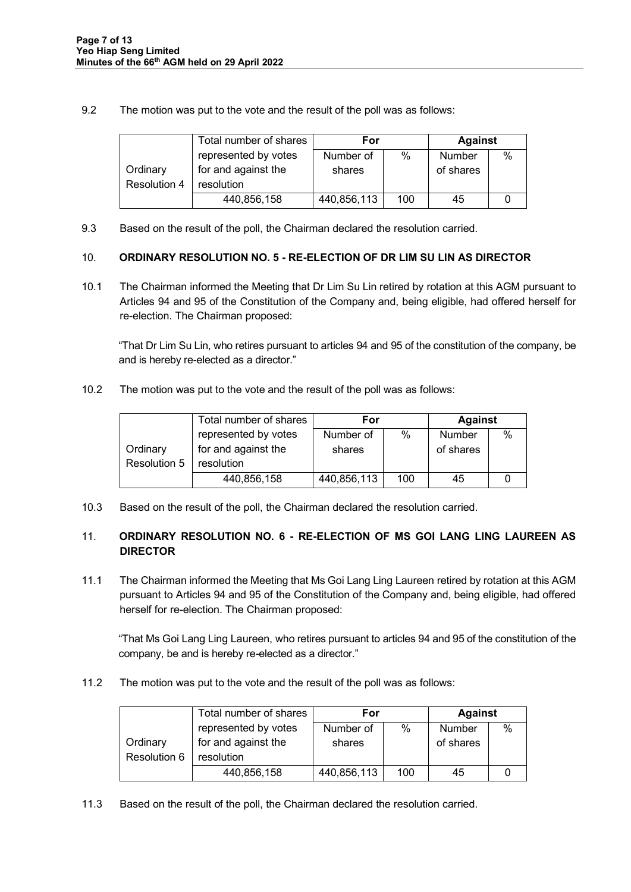9.2 The motion was put to the vote and the result of the poll was as follows:

| Ordinary Resolution 4 | Total number of shares represented by votes for and against the resolution | For | | Against | |
|---|---|---|---|---|---|
| | | Number of shares | % | Number of shares | % |
| | 440,856,158 | 440,856,113 | 100 | 45 | 0 |

9.3 Based on the result of the poll, the Chairman declared the resolution carried.

## 10. ORDINARY RESOLUTION NO. 5 - RE-ELECTION OF DR LIM SU LIN AS DIRECTOR

10.1 The Chairman informed the Meeting that Dr Lim Su Lin retired by rotation at this AGM pursuant to Articles 94 and 95 of the Constitution of the Company and, being eligible, had offered herself for re-election. The Chairman proposed:

"That Dr Lim Su Lin, who retires pursuant to articles 94 and 95 of the constitution of the company, be and is hereby re-elected as a director."

10.2 The motion was put to the vote and the result of the poll was as follows:

| Ordinary Resolution 5 | Total number of shares represented by votes for and against the resolution | For | | Against | |
|---|---|---|---|---|---|
| | | Number of shares | % | Number of shares | % |
| | 440,856,158 | 440,856,113 | 100 | 45 | 0 |

10.3 Based on the result of the poll, the Chairman declared the resolution carried.

## 11. ORDINARY RESOLUTION NO. 6 - RE-ELECTION OF MS GOI LANG LING LAUREEN AS DIRECTOR

11.1 The Chairman informed the Meeting that Ms Goi Lang Ling Laureen retired by rotation at this AGM pursuant to Articles 94 and 95 of the Constitution of the Company and, being eligible, had offered herself for re-election. The Chairman proposed:

"That Ms Goi Lang Ling Laureen, who retires pursuant to articles 94 and 95 of the constitution of the company, be and is hereby re-elected as a director."

11.2 The motion was put to the vote and the result of the poll was as follows:

| Ordinary Resolution 6 | Total number of shares represented by votes for and against the resolution | For | | Against | |
|---|---|---|---|---|---|
| | | Number of shares | % | Number of shares | % |
| | 440,856,158 | 440,856,113 | 100 | 45 | 0 |

11.3 Based on the result of the poll, the Chairman declared the resolution carried.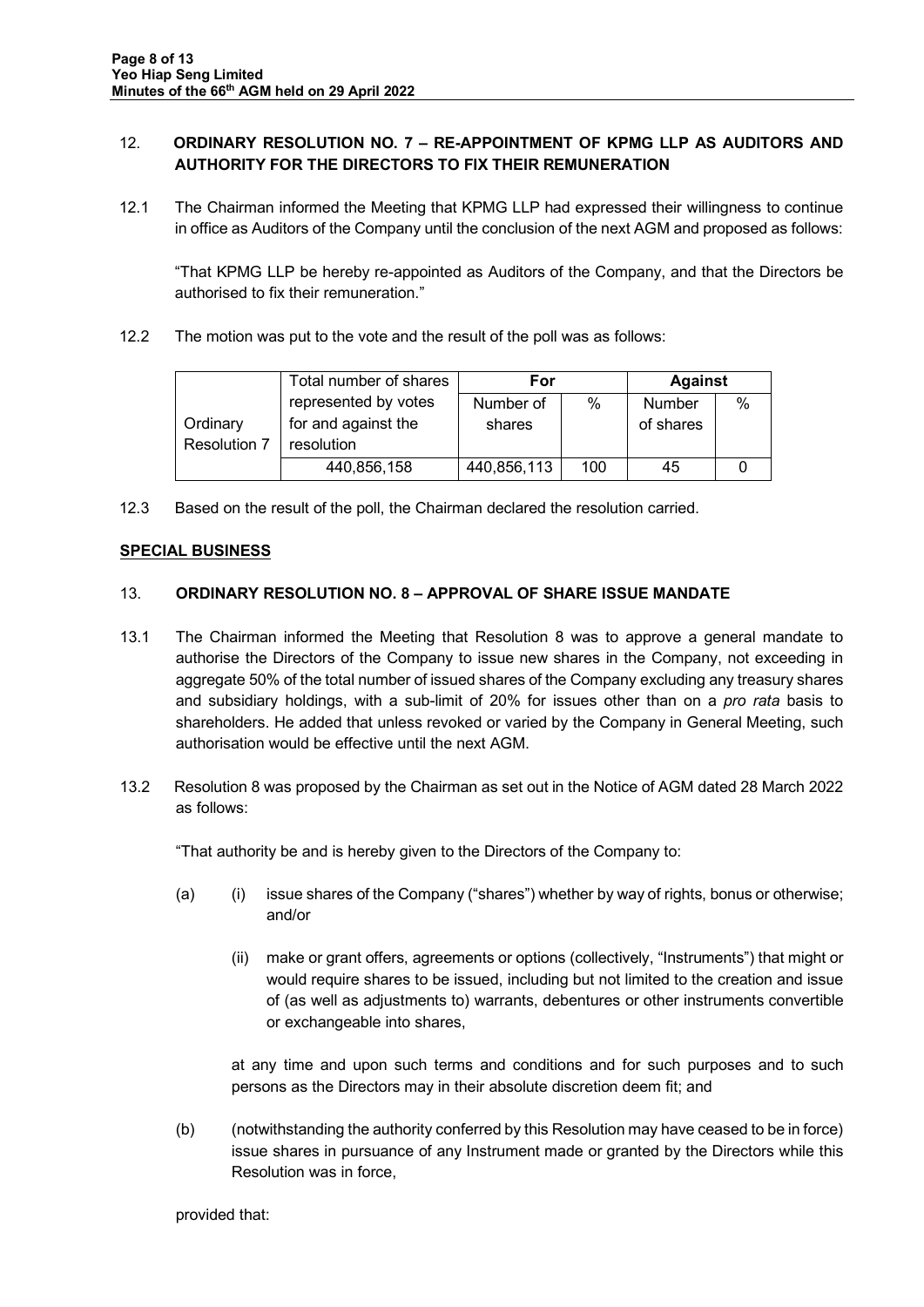## 12. ORDINARY RESOLUTION NO. 7 – RE-APPOINTMENT OF KPMG LLP AS AUDITORS AND AUTHORITY FOR THE DIRECTORS TO FIX THEIR REMUNERATION

12.1 The Chairman informed the Meeting that KPMG LLP had expressed their willingness to continue in office as Auditors of the Company until the conclusion of the next AGM and proposed as follows:

"That KPMG LLP be hereby re-appointed as Auditors of the Company, and that the Directors be authorised to fix their remuneration."

12.2 The motion was put to the vote and the result of the poll was as follows:

| | Total number of shares represented by votes for and against the resolution | For | | Against | |
|---|---|---|---|---|---|
| | | Number of shares | % | Number of shares | % |
| Ordinary Resolution 7 | 440,856,158 | 440,856,113 | 100 | 45 | 0 |

12.3 Based on the result of the poll, the Chairman declared the resolution carried.

**SPECIAL BUSINESS**

## 13. ORDINARY RESOLUTION NO. 8 – APPROVAL OF SHARE ISSUE MANDATE

13.1 The Chairman informed the Meeting that Resolution 8 was to approve a general mandate to authorise the Directors of the Company to issue new shares in the Company, not exceeding in aggregate 50% of the total number of issued shares of the Company excluding any treasury shares and subsidiary holdings, with a sub-limit of 20% for issues other than on a *pro rata* basis to shareholders. He added that unless revoked or varied by the Company in General Meeting, such authorisation would be effective until the next AGM.

13.2 Resolution 8 was proposed by the Chairman as set out in the Notice of AGM dated 28 March 2022 as follows:

"That authority be and is hereby given to the Directors of the Company to:

(a) (i) issue shares of the Company ("shares") whether by way of rights, bonus or otherwise; and/or

(ii) make or grant offers, agreements or options (collectively, "Instruments") that might or would require shares to be issued, including but not limited to the creation and issue of (as well as adjustments to) warrants, debentures or other instruments convertible or exchangeable into shares,

at any time and upon such terms and conditions and for such purposes and to such persons as the Directors may in their absolute discretion deem fit; and

(b) (notwithstanding the authority conferred by this Resolution may have ceased to be in force) issue shares in pursuance of any Instrument made or granted by the Directors while this Resolution was in force,

provided that: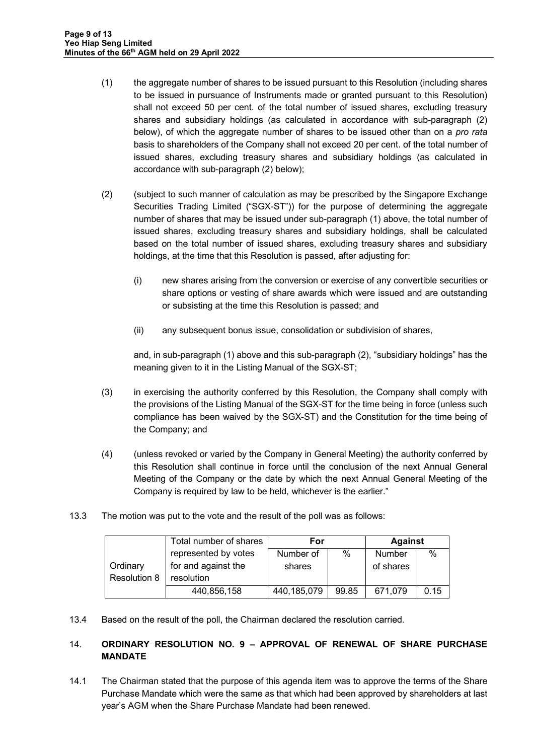(1) the aggregate number of shares to be issued pursuant to this Resolution (including shares to be issued in pursuance of Instruments made or granted pursuant to this Resolution) shall not exceed 50 per cent. of the total number of issued shares, excluding treasury shares and subsidiary holdings (as calculated in accordance with sub-paragraph (2) below), of which the aggregate number of shares to be issued other than on a *pro rata* basis to shareholders of the Company shall not exceed 20 per cent. of the total number of issued shares, excluding treasury shares and subsidiary holdings (as calculated in accordance with sub-paragraph (2) below);

(2) (subject to such manner of calculation as may be prescribed by the Singapore Exchange Securities Trading Limited ("SGX-ST")) for the purpose of determining the aggregate number of shares that may be issued under sub-paragraph (1) above, the total number of issued shares, excluding treasury shares and subsidiary holdings, shall be calculated based on the total number of issued shares, excluding treasury shares and subsidiary holdings, at the time that this Resolution is passed, after adjusting for:

(i) new shares arising from the conversion or exercise of any convertible securities or share options or vesting of share awards which were issued and are outstanding or subsisting at the time this Resolution is passed; and

(ii) any subsequent bonus issue, consolidation or subdivision of shares,

and, in sub-paragraph (1) above and this sub-paragraph (2), "subsidiary holdings" has the meaning given to it in the Listing Manual of the SGX-ST;

(3) in exercising the authority conferred by this Resolution, the Company shall comply with the provisions of the Listing Manual of the SGX-ST for the time being in force (unless such compliance has been waived by the SGX-ST) and the Constitution for the time being of the Company; and

(4) (unless revoked or varied by the Company in General Meeting) the authority conferred by this Resolution shall continue in force until the conclusion of the next Annual General Meeting of the Company or the date by which the next Annual General Meeting of the Company is required by law to be held, whichever is the earlier."

13.3 The motion was put to the vote and the result of the poll was as follows:

| | Total number of shares represented by votes for and against the resolution | For | | Against | |
|---|---|---|---|---|---|
| | | Number of shares | % | Number of shares | % |
| Ordinary Resolution 8 | 440,856,158 | 440,185,079 | 99.85 | 671,079 | 0.15 |

13.4 Based on the result of the poll, the Chairman declared the resolution carried.

## 14. ORDINARY RESOLUTION NO. 9 – APPROVAL OF RENEWAL OF SHARE PURCHASE MANDATE

14.1 The Chairman stated that the purpose of this agenda item was to approve the terms of the Share Purchase Mandate which were the same as that which had been approved by shareholders at last year's AGM when the Share Purchase Mandate had been renewed.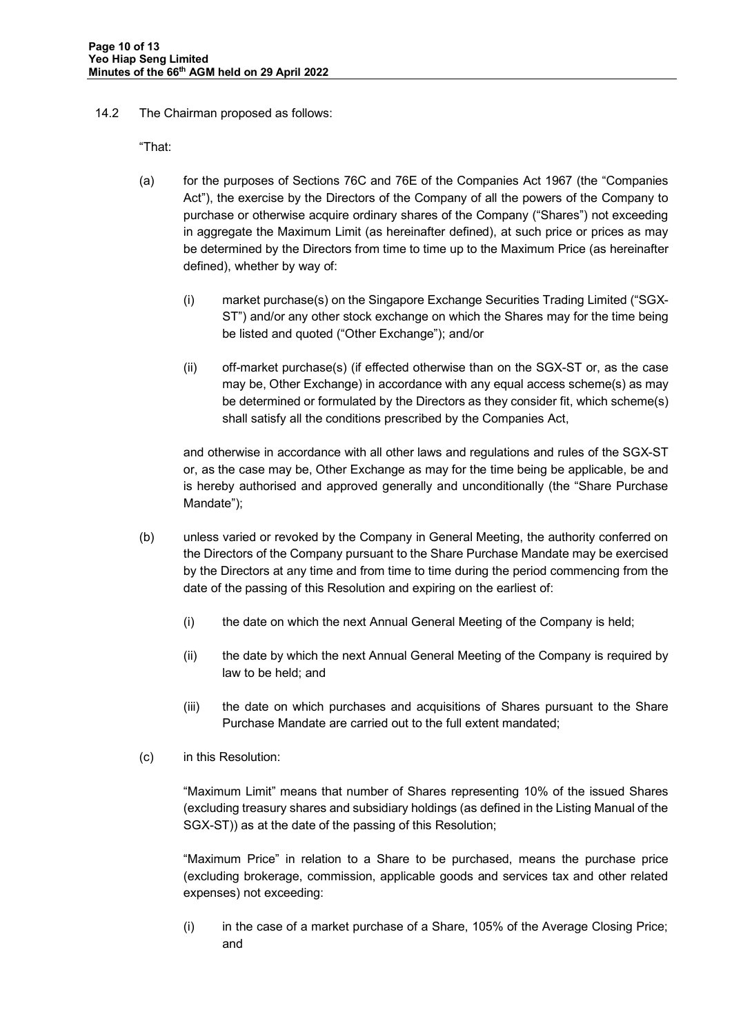14.2 The Chairman proposed as follows:

"That:

(a) for the purposes of Sections 76C and 76E of the Companies Act 1967 (the "Companies Act"), the exercise by the Directors of the Company of all the powers of the Company to purchase or otherwise acquire ordinary shares of the Company ("Shares") not exceeding in aggregate the Maximum Limit (as hereinafter defined), at such price or prices as may be determined by the Directors from time to time up to the Maximum Price (as hereinafter defined), whether by way of:

   (i) market purchase(s) on the Singapore Exchange Securities Trading Limited ("SGX-ST") and/or any other stock exchange on which the Shares may for the time being be listed and quoted ("Other Exchange"); and/or

   (ii) off-market purchase(s) (if effected otherwise than on the SGX-ST or, as the case may be, Other Exchange) in accordance with any equal access scheme(s) as may be determined or formulated by the Directors as they consider fit, which scheme(s) shall satisfy all the conditions prescribed by the Companies Act,

   and otherwise in accordance with all other laws and regulations and rules of the SGX-ST or, as the case may be, Other Exchange as may for the time being be applicable, be and is hereby authorised and approved generally and unconditionally (the "Share Purchase Mandate");

(b) unless varied or revoked by the Company in General Meeting, the authority conferred on the Directors of the Company pursuant to the Share Purchase Mandate may be exercised by the Directors at any time and from time to time during the period commencing from the date of the passing of this Resolution and expiring on the earliest of:

   (i) the date on which the next Annual General Meeting of the Company is held;

   (ii) the date by which the next Annual General Meeting of the Company is required by law to be held; and

   (iii) the date on which purchases and acquisitions of Shares pursuant to the Share Purchase Mandate are carried out to the full extent mandated;

(c) in this Resolution:

   "Maximum Limit" means that number of Shares representing 10% of the issued Shares (excluding treasury shares and subsidiary holdings (as defined in the Listing Manual of the SGX-ST)) as at the date of the passing of this Resolution;

   "Maximum Price" in relation to a Share to be purchased, means the purchase price (excluding brokerage, commission, applicable goods and services tax and other related expenses) not exceeding:

   (i) in the case of a market purchase of a Share, 105% of the Average Closing Price; and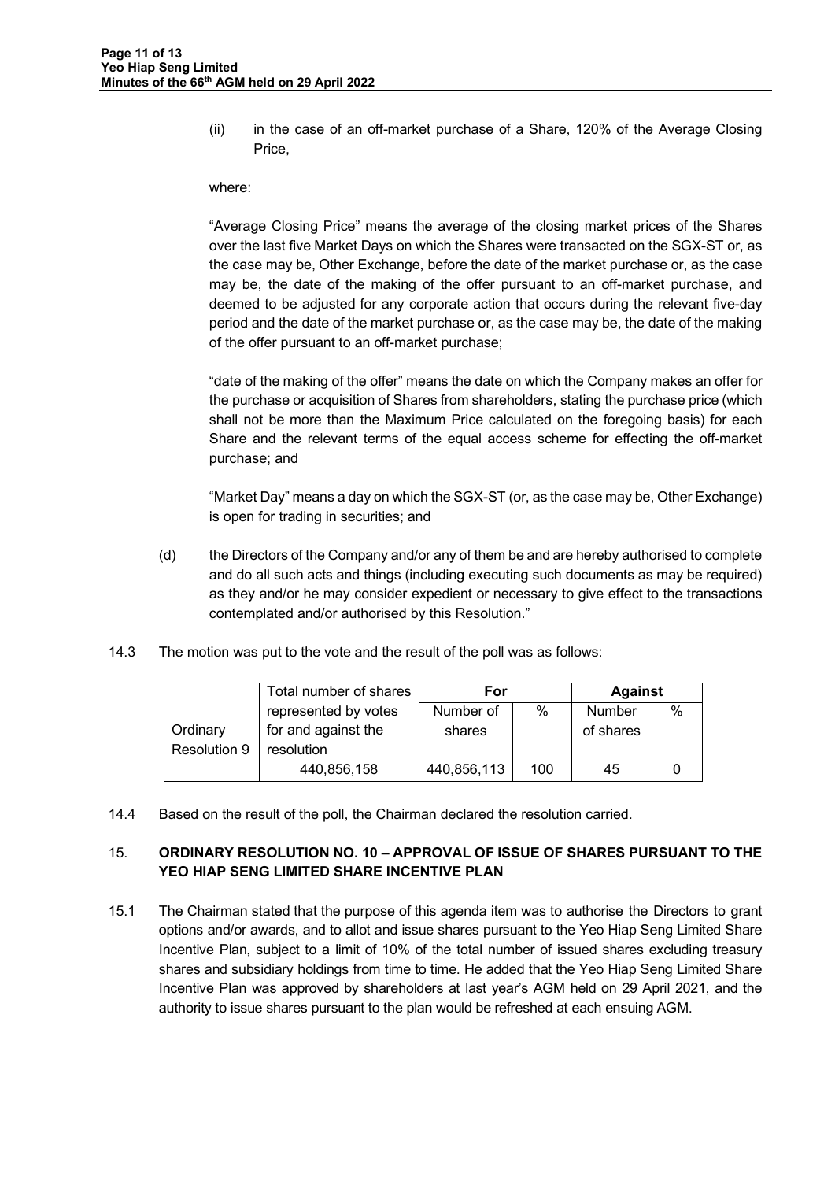(ii) in the case of an off-market purchase of a Share, 120% of the Average Closing Price,

where:

"Average Closing Price" means the average of the closing market prices of the Shares over the last five Market Days on which the Shares were transacted on the SGX-ST or, as the case may be, Other Exchange, before the date of the market purchase or, as the case may be, the date of the making of the offer pursuant to an off-market purchase, and deemed to be adjusted for any corporate action that occurs during the relevant five-day period and the date of the market purchase or, as the case may be, the date of the making of the offer pursuant to an off-market purchase;

"date of the making of the offer" means the date on which the Company makes an offer for the purchase or acquisition of Shares from shareholders, stating the purchase price (which shall not be more than the Maximum Price calculated on the foregoing basis) for each Share and the relevant terms of the equal access scheme for effecting the off-market purchase; and

"Market Day" means a day on which the SGX-ST (or, as the case may be, Other Exchange) is open for trading in securities; and

(d) the Directors of the Company and/or any of them be and are hereby authorised to complete and do all such acts and things (including executing such documents as may be required) as they and/or he may consider expedient or necessary to give effect to the transactions contemplated and/or authorised by this Resolution."

14.3 The motion was put to the vote and the result of the poll was as follows:

| Ordinary Resolution 9 | Total number of shares represented by votes for and against the resolution | For | | Against | |
|---|---|---|---|---|---|
| | | Number of shares | % | Number of shares | % |
| | 440,856,158 | 440,856,113 | 100 | 45 | 0 |

14.4 Based on the result of the poll, the Chairman declared the resolution carried.

## 15. ORDINARY RESOLUTION NO. 10 – APPROVAL OF ISSUE OF SHARES PURSUANT TO THE YEO HIAP SENG LIMITED SHARE INCENTIVE PLAN

15.1 The Chairman stated that the purpose of this agenda item was to authorise the Directors to grant options and/or awards, and to allot and issue shares pursuant to the Yeo Hiap Seng Limited Share Incentive Plan, subject to a limit of 10% of the total number of issued shares excluding treasury shares and subsidiary holdings from time to time. He added that the Yeo Hiap Seng Limited Share Incentive Plan was approved by shareholders at last year's AGM held on 29 April 2021, and the authority to issue shares pursuant to the plan would be refreshed at each ensuing AGM.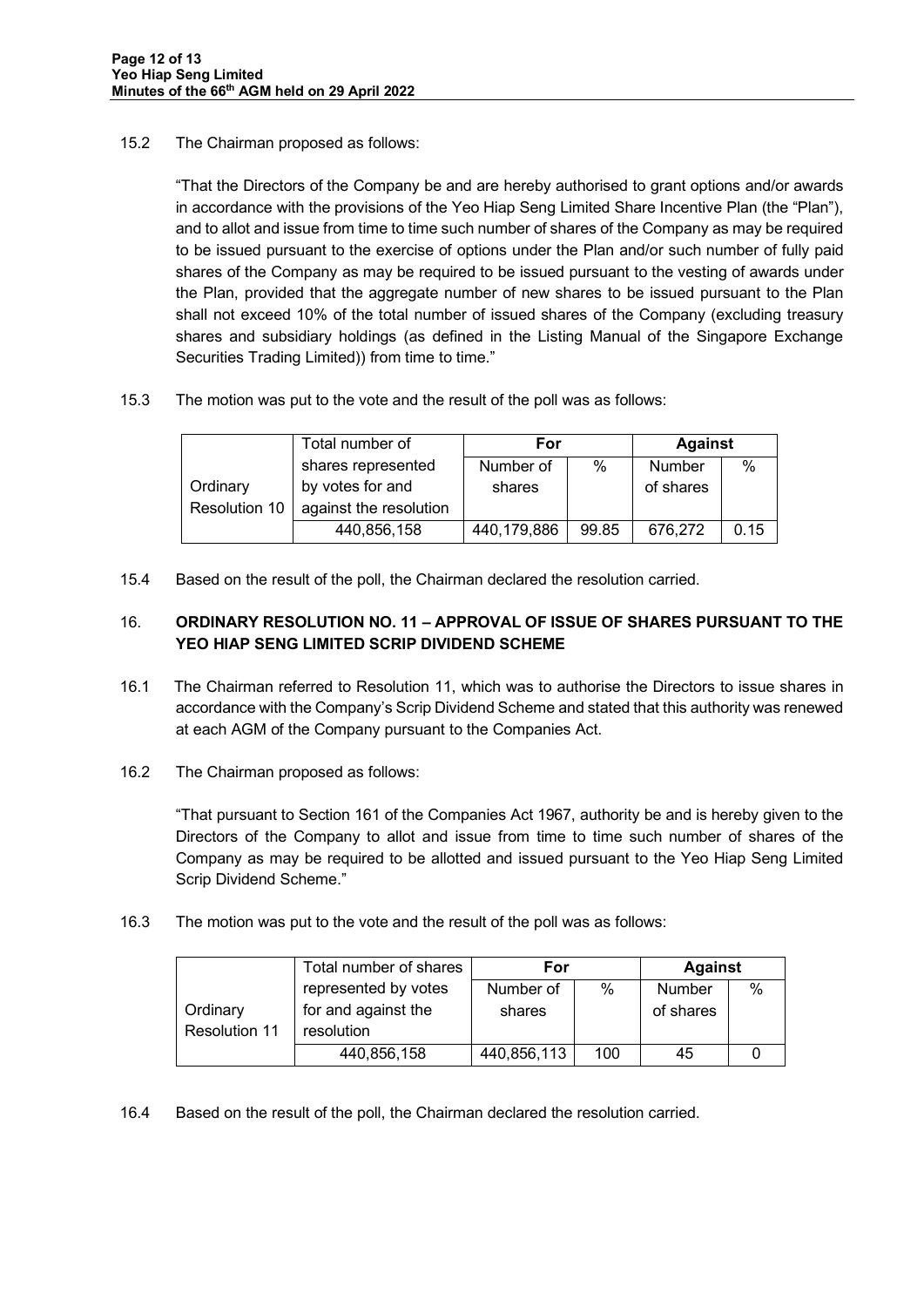15.2 The Chairman proposed as follows:

"That the Directors of the Company be and are hereby authorised to grant options and/or awards in accordance with the provisions of the Yeo Hiap Seng Limited Share Incentive Plan (the "Plan"), and to allot and issue from time to time such number of shares of the Company as may be required to be issued pursuant to the exercise of options under the Plan and/or such number of fully paid shares of the Company as may be required to be issued pursuant to the vesting of awards under the Plan, provided that the aggregate number of new shares to be issued pursuant to the Plan shall not exceed 10% of the total number of issued shares of the Company (excluding treasury shares and subsidiary holdings (as defined in the Listing Manual of the Singapore Exchange Securities Trading Limited)) from time to time."

15.3 The motion was put to the vote and the result of the poll was as follows:

| | Total number of shares represented by votes for and against the resolution | For | | Against | |
|---|---|---|---|---|---|
| | | Number of shares | % | Number of shares | % |
| Ordinary Resolution 10 | 440,856,158 | 440,179,886 | 99.85 | 676,272 | 0.15 |

15.4 Based on the result of the poll, the Chairman declared the resolution carried.

## 16. ORDINARY RESOLUTION NO. 11 – APPROVAL OF ISSUE OF SHARES PURSUANT TO THE YEO HIAP SENG LIMITED SCRIP DIVIDEND SCHEME

16.1 The Chairman referred to Resolution 11, which was to authorise the Directors to issue shares in accordance with the Company's Scrip Dividend Scheme and stated that this authority was renewed at each AGM of the Company pursuant to the Companies Act.

16.2 The Chairman proposed as follows:

"That pursuant to Section 161 of the Companies Act 1967, authority be and is hereby given to the Directors of the Company to allot and issue from time to time such number of shares of the Company as may be required to be allotted and issued pursuant to the Yeo Hiap Seng Limited Scrip Dividend Scheme."

16.3 The motion was put to the vote and the result of the poll was as follows:

| | Total number of shares represented by votes for and against the resolution | For | | Against | |
|---|---|---|---|---|---|
| | | Number of shares | % | Number of shares | % |
| Ordinary Resolution 11 | 440,856,158 | 440,856,113 | 100 | 45 | 0 |

16.4 Based on the result of the poll, the Chairman declared the resolution carried.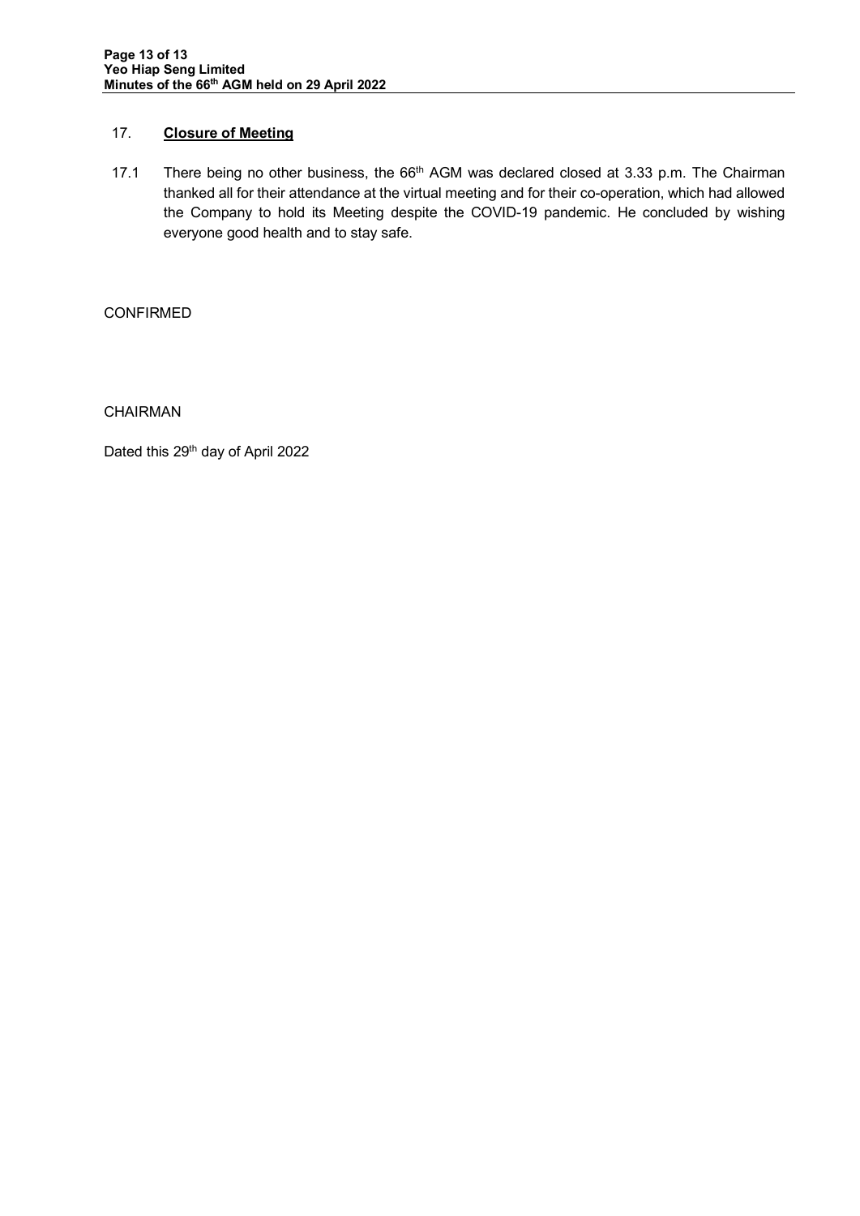## 17. **Closure of Meeting**

17.1 There being no other business, the 66th AGM was declared closed at 3.33 p.m. The Chairman thanked all for their attendance at the virtual meeting and for their co-operation, which had allowed the Company to hold its Meeting despite the COVID-19 pandemic. He concluded by wishing everyone good health and to stay safe.

CONFIRMED

CHAIRMAN

Dated this 29th day of April 2022